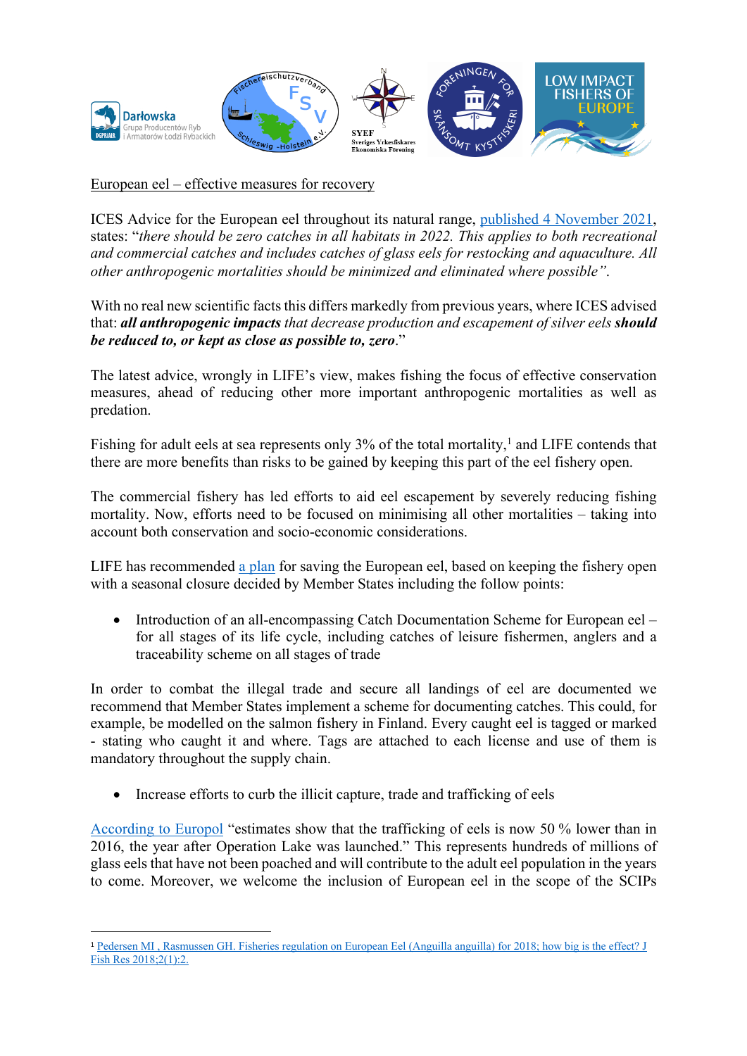European eel – effective measures for recovery

ICES Advice for the European eel throughout its natural range, published 4 November 2021, states: “*there should be zero catches in all habitats in 2022. This applies to both recreational and commercial catches and includes catches of glass eels for restocking and aquaculture. All other anthropogenic mortalities should be minimized and eliminated where possible”*.

With no real new scientific facts this differs markedly from previous years, where ICES advised that: ***all anthropogenic impacts*** *that decrease production and escapement of silver eels* ***should be reduced to, or kept as close as possible to, zero***.”

The latest advice, wrongly in LIFE’s view, makes fishing the focus of effective conservation measures, ahead of reducing other more important anthropogenic mortalities as well as predation.

Fishing for adult eels at sea represents only 3% of the total mortality,[1] and LIFE contends that there are more benefits than risks to be gained by keeping this part of the eel fishery open.

The commercial fishery has led efforts to aid eel escapement by severely reducing fishing mortality. Now, efforts need to be focused on minimising all other mortalities – taking into account both conservation and socio-economic considerations.

LIFE has recommended a plan for saving the European eel, based on keeping the fishery open with a seasonal closure decided by Member States including the follow points:

- Introduction of an all-encompassing Catch Documentation Scheme for European eel – for all stages of its life cycle, including catches of leisure fishermen, anglers and a traceability scheme on all stages of trade

In order to combat the illegal trade and secure all landings of eel are documented we recommend that Member States implement a scheme for documenting catches. This could, for example, be modelled on the salmon fishery in Finland. Every caught eel is tagged or marked - stating who caught it and where. Tags are attached to each license and use of them is mandatory throughout the supply chain.

- Increase efforts to curb the illicit capture, trade and trafficking of eels

According to Europol “estimates show that the trafficking of eels is now 50 % lower than in 2016, the year after Operation Lake was launched.” This represents hundreds of millions of glass eels that have not been poached and will contribute to the adult eel population in the years to come. Moreover, we welcome the inclusion of European eel in the scope of the SCIPs

[1] Pedersen MI , Rasmussen GH. Fisheries regulation on European Eel (Anguilla anguilla) for 2018; how big is the effect? J Fish Res 2018;2(1):2.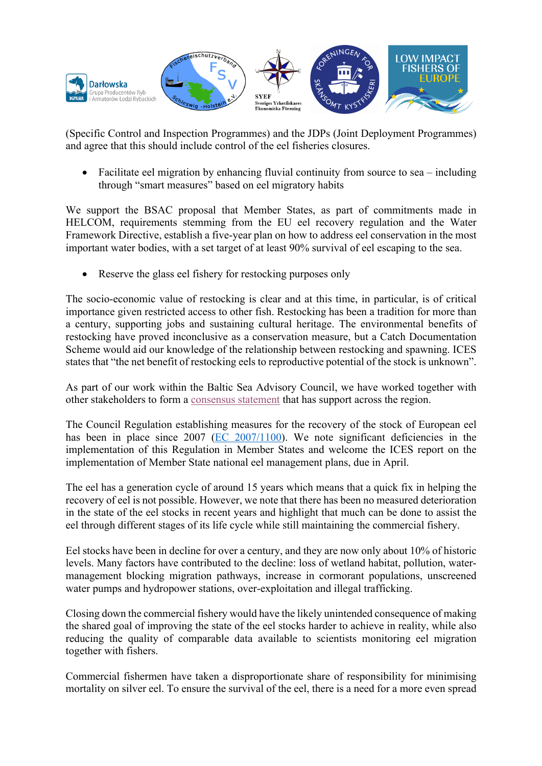(Specific Control and Inspection Programmes) and the JDPs (Joint Deployment Programmes) and agree that this should include control of the eel fisheries closures.

- Facilitate eel migration by enhancing fluvial continuity from source to sea – including through "smart measures" based on eel migratory habits

We support the BSAC proposal that Member States, as part of commitments made in HELCOM, requirements stemming from the EU eel recovery regulation and the Water Framework Directive, establish a five-year plan on how to address eel conservation in the most important water bodies, with a set target of at least 90% survival of eel escaping to the sea.

- Reserve the glass eel fishery for restocking purposes only

The socio-economic value of restocking is clear and at this time, in particular, is of critical importance given restricted access to other fish. Restocking has been a tradition for more than a century, supporting jobs and sustaining cultural heritage. The environmental benefits of restocking have proved inconclusive as a conservation measure, but a Catch Documentation Scheme would aid our knowledge of the relationship between restocking and spawning. ICES states that "the net benefit of restocking eels to reproductive potential of the stock is unknown".

As part of our work within the Baltic Sea Advisory Council, we have worked together with other stakeholders to form a consensus statement that has support across the region.

The Council Regulation establishing measures for the recovery of the stock of European eel has been in place since 2007 (EC 2007/1100). We note significant deficiencies in the implementation of this Regulation in Member States and welcome the ICES report on the implementation of Member State national eel management plans, due in April.

The eel has a generation cycle of around 15 years which means that a quick fix in helping the recovery of eel is not possible. However, we note that there has been no measured deterioration in the state of the eel stocks in recent years and highlight that much can be done to assist the eel through different stages of its life cycle while still maintaining the commercial fishery.

Eel stocks have been in decline for over a century, and they are now only about 10% of historic levels. Many factors have contributed to the decline: loss of wetland habitat, pollution, water-management blocking migration pathways, increase in cormorant populations, unscreened water pumps and hydropower stations, over-exploitation and illegal trafficking.

Closing down the commercial fishery would have the likely unintended consequence of making the shared goal of improving the state of the eel stocks harder to achieve in reality, while also reducing the quality of comparable data available to scientists monitoring eel migration together with fishers.

Commercial fishermen have taken a disproportionate share of responsibility for minimising mortality on silver eel. To ensure the survival of the eel, there is a need for a more even spread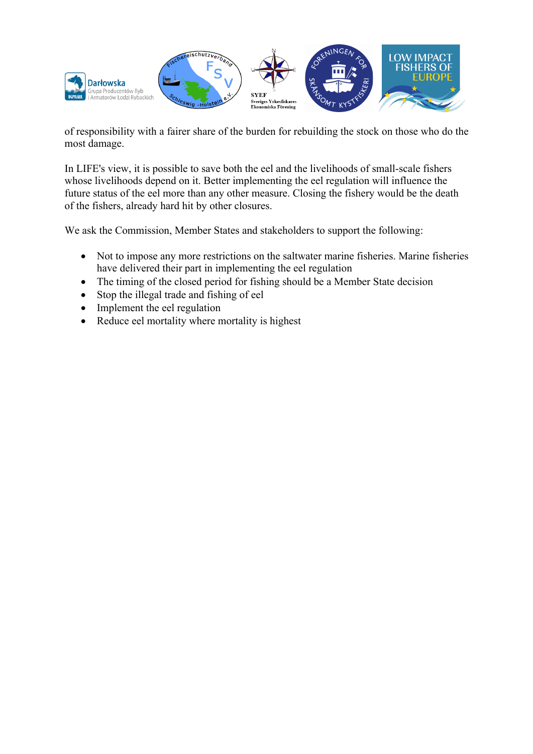of responsibility with a fairer share of the burden for rebuilding the stock on those who do the most damage.

In LIFE's view, it is possible to save both the eel and the livelihoods of small-scale fishers whose livelihoods depend on it. Better implementing the eel regulation will influence the future status of the eel more than any other measure. Closing the fishery would be the death of the fishers, already hard hit by other closures.

We ask the Commission, Member States and stakeholders to support the following:

- Not to impose any more restrictions on the saltwater marine fisheries. Marine fisheries have delivered their part in implementing the eel regulation
- The timing of the closed period for fishing should be a Member State decision
- Stop the illegal trade and fishing of eel
- Implement the eel regulation
- Reduce eel mortality where mortality is highest